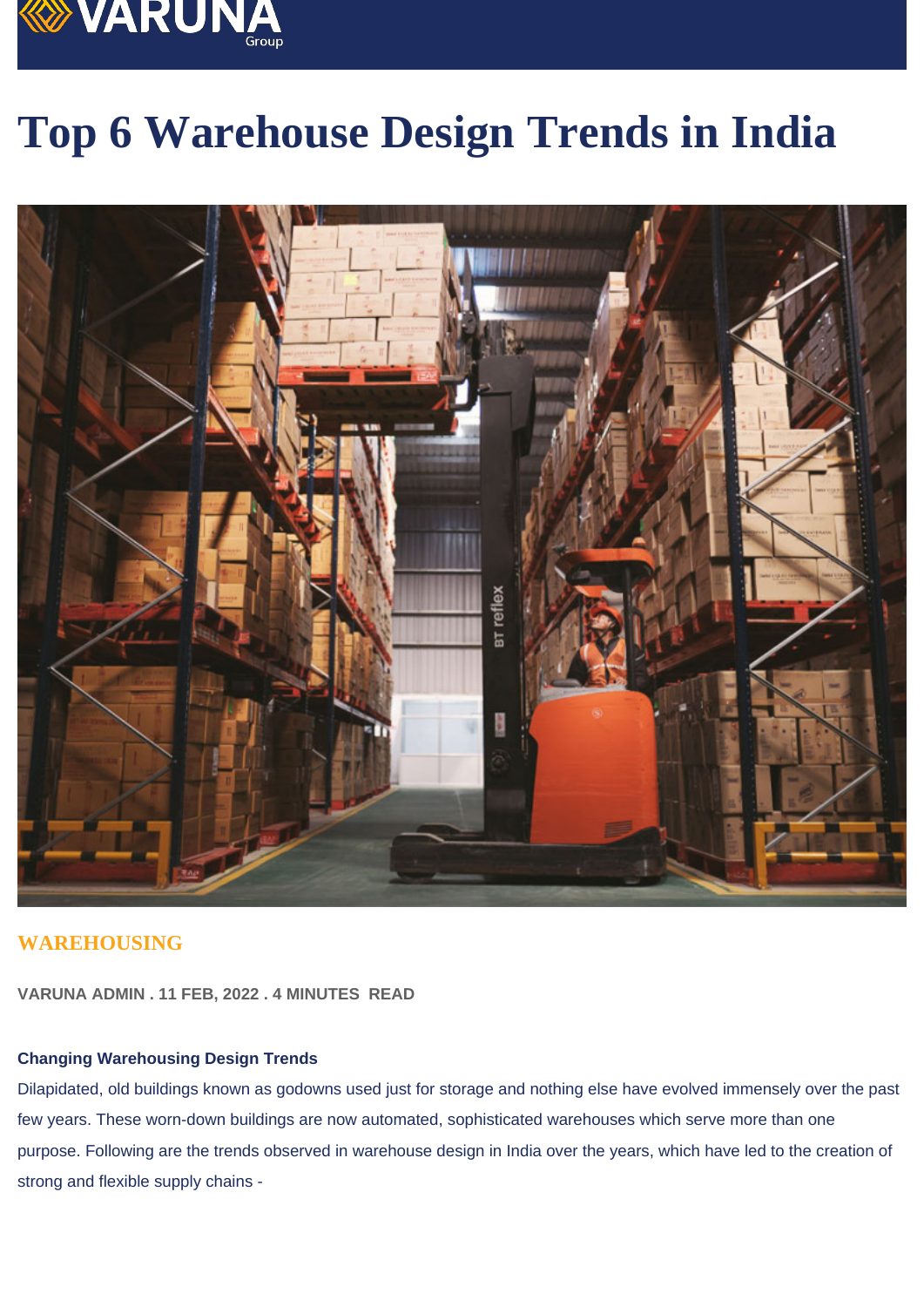# Top 6 Warehouse Design Trends in India

WAREHOUSING

VARUNA ADMIN . 11 FEB, 2022 . 4 MINUTES READ

**Changing Warehousing Design Trends**

Dilapidated, old buildings known as godowns used just for storage and nothing else have evolved immensely over the past few years. These worn-down buildings are now automated, sophisticated warehouses which serve more than one purpose. Following are the trends observed in warehouse design in India over the years, which have led to the creation of strong and flexible supply chains -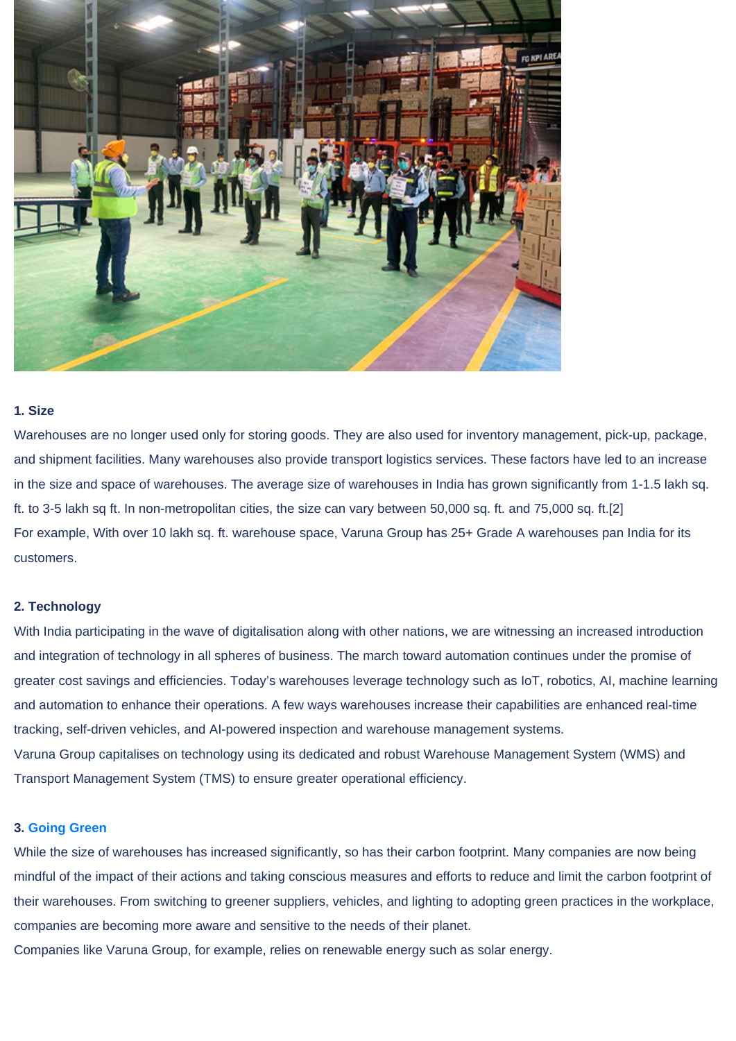**1. Size**

Warehouses are no longer used only for storing goods. They are also used for inventory management, pick-up, package, and shipment facilities. Many warehouses also provide transport logistics services. These factors have led to an increase in the size and space of warehouses. The average size of warehouses in India has grown significantly from 1-1.5 lakh sq. ft. to 3-5 lakh sq ft. In non-metropolitan cities, the size can vary between 50,000 sq. ft. and 75,000 sq. ft.[2]

For example, With over 10 lakh sq. ft. warehouse space, Varuna Group has 25+ Grade A warehouses pan India for its customers.

**2. Technology**

With India participating in the wave of digitalisation along with other nations, we are witnessing an increased introduction and integration of technology in all spheres of business. The march toward automation continues under the promise of greater cost savings and efficiencies. Today's warehouses leverage technology such as IoT, robotics, AI, machine learning and automation to enhance their operations. A few ways warehouses increase their capabilities are enhanced real-time tracking, self-driven vehicles, and AI-powered inspection and warehouse management systems.

Varuna Group capitalises on technology using its dedicated and robust Warehouse Management System (WMS) and Transport Management System (TMS) to ensure greater operational efficiency.

**3. Going Green**

While the size of warehouses has increased significantly, so has their carbon footprint. Many companies are now being mindful of the impact of their actions and taking conscious measures and efforts to reduce and limit the carbon footprint of their warehouses. From switching to greener suppliers, vehicles, and lighting to adopting green practices in the workplace, companies are becoming more aware and sensitive to the needs of their planet.

Companies like Varuna Group, for example, relies on renewable energy such as solar energy.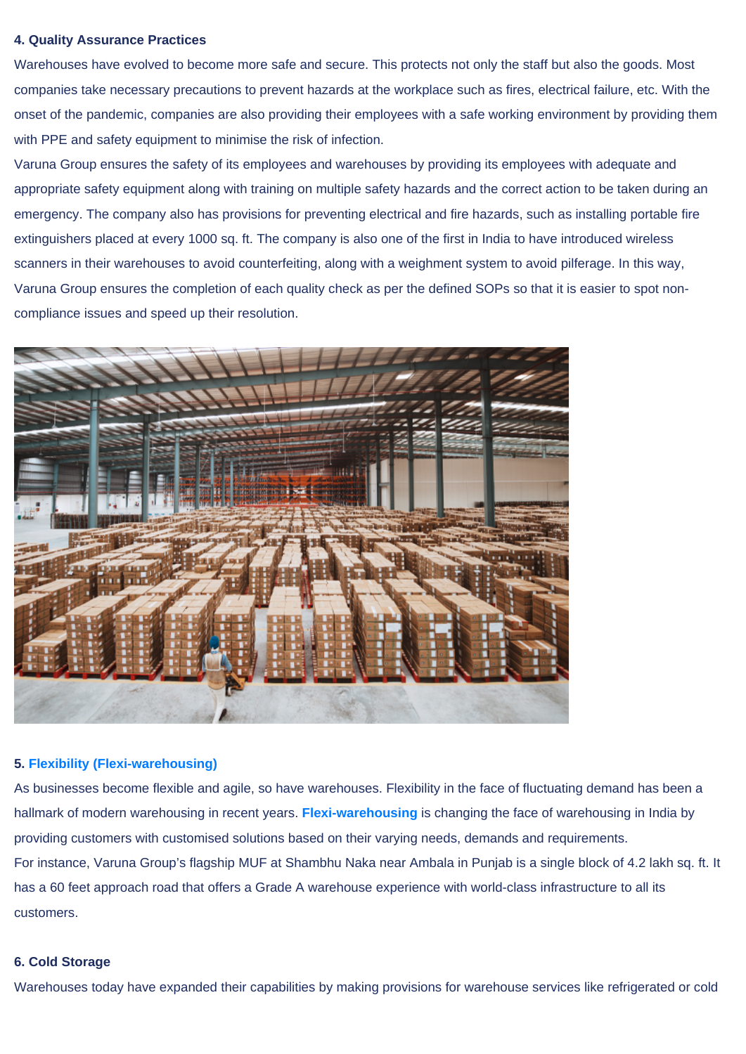#### 4. Quality Assurance Practices

Warehouses have evolved to become more safe and secure. This protects not only the staff but also the goods. Most companies take necessary precautions to prevent hazards at the workplace such as fires, electrical failure, etc. With the onset of the pandemic, companies are also providing their employees with a safe working environment by providing them with PPE and safety equipment to minimise the risk of infection.

Varuna Group ensures the safety of its employees and warehouses by providing its employees with adequate and appropriate safety equipment along with training on multiple safety hazards and the correct action to be taken during an emergency. The company also has provisions for preventing electrical and fire hazards, such as installing portable fire extinguishers placed at every 1000 sq. ft. The company is also one of the first in India to have introduced wireless scanners in their warehouses to avoid counterfeiting, along with a weighment system to avoid pilferage. In this way, Varuna Group ensures the completion of each quality check as per the defined SOPs so that it is easier to spot non-compliance issues and speed up their resolution.

#### 5. Flexibility (Flexi-warehousing)

As businesses become flexible and agile, so have warehouses. Flexibility in the face of fluctuating demand has been a hallmark of modern warehousing in recent years. **Flexi-warehousing** is changing the face of warehousing in India by providing customers with customised solutions based on their varying needs, demands and requirements.

For instance, Varuna Group's flagship MUF at Shambhu Naka near Ambala in Punjab is a single block of 4.2 lakh sq. ft. It has a 60 feet approach road that offers a Grade A warehouse experience with world-class infrastructure to all its customers.

#### 6. Cold Storage

Warehouses today have expanded their capabilities by making provisions for warehouse services like refrigerated or cold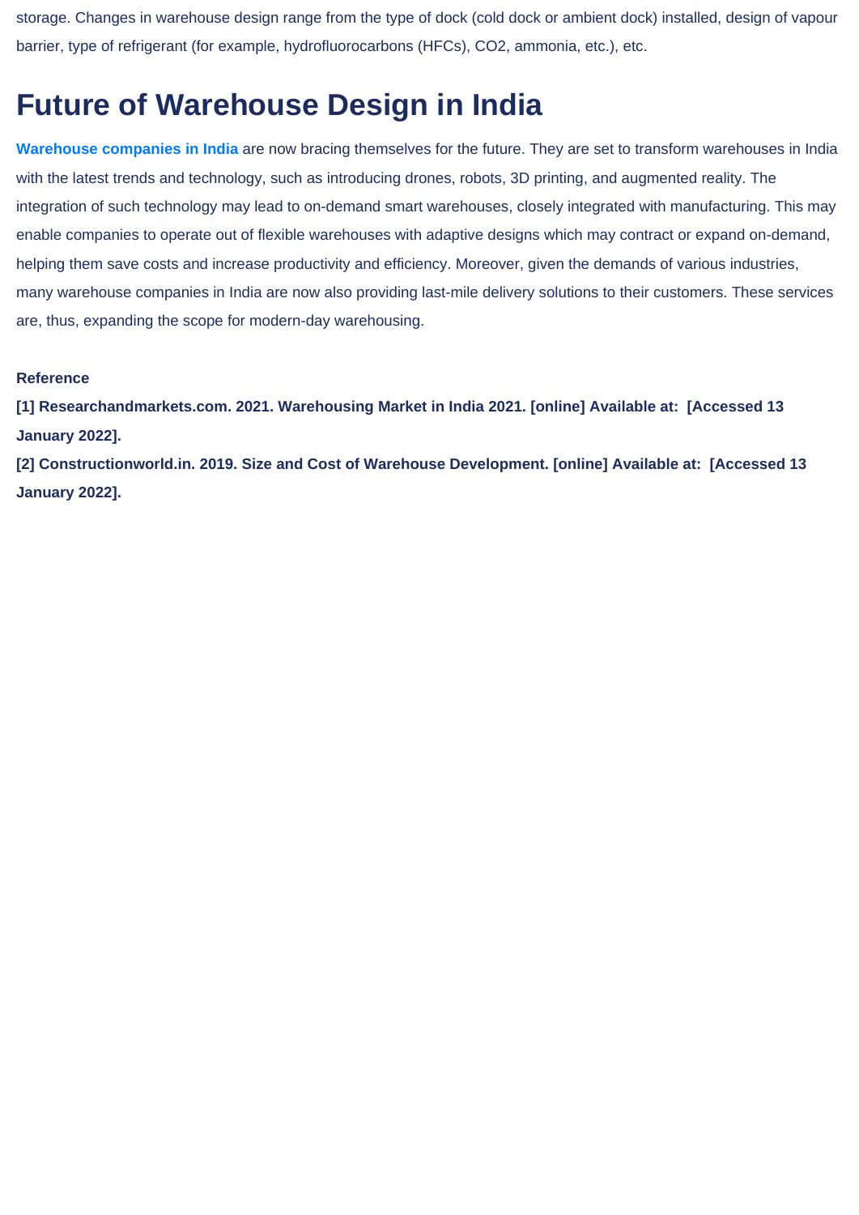storage. Changes in warehouse design range from the type of dock (cold dock or ambient dock) installed, design of vapour barrier, type of refrigerant (for example, hydrofluorocarbons (HFCs), $CO_2$, ammonia, etc.), etc.

# Future of Warehouse Design in India

**Warehouse companies in India** are now bracing themselves for the future. They are set to transform warehouses in India with the latest trends and technology, such as introducing drones, robots, 3D printing, and augmented reality. The integration of such technology may lead to on-demand smart warehouses, closely integrated with manufacturing. This may enable companies to operate out of flexible warehouses with adaptive designs which may contract or expand on-demand, helping them save costs and increase productivity and efficiency. Moreover, given the demands of various industries, many warehouse companies in India are now also providing last-mile delivery solutions to their customers. These services are, thus, expanding the scope for modern-day warehousing.

**Reference**

**[1] Researchandmarkets.com. 2021. Warehousing Market in India 2021. [online] Available at: [Accessed 13 January 2022].**

**[2] Constructionworld.in. 2019. Size and Cost of Warehouse Development. [online] Available at: [Accessed 13 January 2022].**